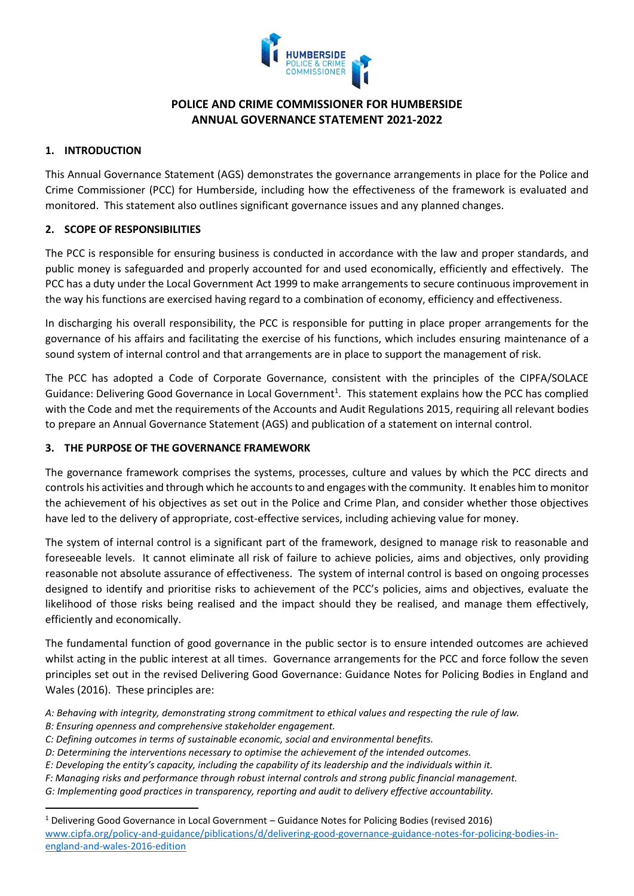# POLICE AND CRIME COMMISSIONER FOR HUMBERSIDE
# ANNUAL GOVERNANCE STATEMENT 2021-2022

## 1. INTRODUCTION

This Annual Governance Statement (AGS) demonstrates the governance arrangements in place for the Police and Crime Commissioner (PCC) for Humberside, including how the effectiveness of the framework is evaluated and monitored. This statement also outlines significant governance issues and any planned changes.

## 2. SCOPE OF RESPONSIBILITIES

The PCC is responsible for ensuring business is conducted in accordance with the law and proper standards, and public money is safeguarded and properly accounted for and used economically, efficiently and effectively. The PCC has a duty under the Local Government Act 1999 to make arrangements to secure continuous improvement in the way his functions are exercised having regard to a combination of economy, efficiency and effectiveness.

In discharging his overall responsibility, the PCC is responsible for putting in place proper arrangements for the governance of his affairs and facilitating the exercise of his functions, which includes ensuring maintenance of a sound system of internal control and that arrangements are in place to support the management of risk.

The PCC has adopted a Code of Corporate Governance, consistent with the principles of the CIPFA/SOLACE Guidance: Delivering Good Governance in Local Government[1]. This statement explains how the PCC has complied with the Code and met the requirements of the Accounts and Audit Regulations 2015, requiring all relevant bodies to prepare an Annual Governance Statement (AGS) and publication of a statement on internal control.

## 3. THE PURPOSE OF THE GOVERNANCE FRAMEWORK

The governance framework comprises the systems, processes, culture and values by which the PCC directs and controls his activities and through which he accounts to and engages with the community. It enables him to monitor the achievement of his objectives as set out in the Police and Crime Plan, and consider whether those objectives have led to the delivery of appropriate, cost-effective services, including achieving value for money.

The system of internal control is a significant part of the framework, designed to manage risk to reasonable and foreseeable levels. It cannot eliminate all risk of failure to achieve policies, aims and objectives, only providing reasonable not absolute assurance of effectiveness. The system of internal control is based on ongoing processes designed to identify and prioritise risks to achievement of the PCC's policies, aims and objectives, evaluate the likelihood of those risks being realised and the impact should they be realised, and manage them effectively, efficiently and economically.

The fundamental function of good governance in the public sector is to ensure intended outcomes are achieved whilst acting in the public interest at all times. Governance arrangements for the PCC and force follow the seven principles set out in the revised Delivering Good Governance: Guidance Notes for Policing Bodies in England and Wales (2016). These principles are:

*A: Behaving with integrity, demonstrating strong commitment to ethical values and respecting the rule of law.*
*B: Ensuring openness and comprehensive stakeholder engagement.*
*C: Defining outcomes in terms of sustainable economic, social and environmental benefits.*
*D: Determining the interventions necessary to optimise the achievement of the intended outcomes.*
*E: Developing the entity's capacity, including the capability of its leadership and the individuals within it.*
*F: Managing risks and performance through robust internal controls and strong public financial management.*
*G: Implementing good practices in transparency, reporting and audit to delivery effective accountability.*

---

[1] Delivering Good Governance in Local Government – Guidance Notes for Policing Bodies (revised 2016) [www.cipfa.org/policy-and-guidance/piblications/d/delivering-good-governance-guidance-notes-for-policing-bodies-in-england-and-wales-2016-edition](www.cipfa.org/policy-and-guidance/piblications/d/delivering-good-governance-guidance-notes-for-policing-bodies-in-england-and-wales-2016-edition)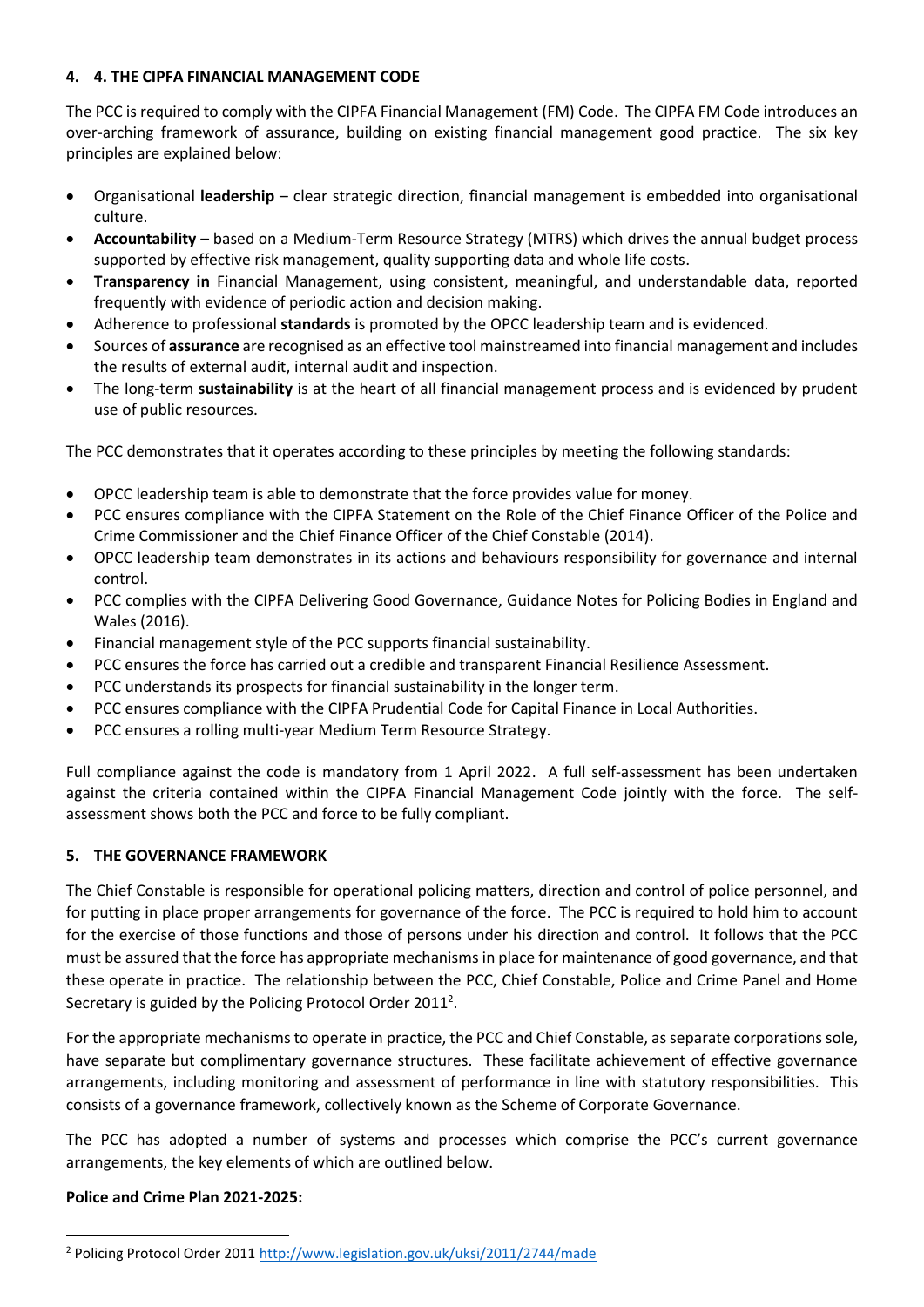## 4. 4. THE CIPFA FINANCIAL MANAGEMENT CODE

The PCC is required to comply with the CIPFA Financial Management (FM) Code. The CIPFA FM Code introduces an over-arching framework of assurance, building on existing financial management good practice. The six key principles are explained below:

- Organisational **leadership** – clear strategic direction, financial management is embedded into organisational culture.
- **Accountability** – based on a Medium-Term Resource Strategy (MTRS) which drives the annual budget process supported by effective risk management, quality supporting data and whole life costs.
- **Transparency in** Financial Management, using consistent, meaningful, and understandable data, reported frequently with evidence of periodic action and decision making.
- Adherence to professional **standards** is promoted by the OPCC leadership team and is evidenced.
- Sources of **assurance** are recognised as an effective tool mainstreamed into financial management and includes the results of external audit, internal audit and inspection.
- The long-term **sustainability** is at the heart of all financial management process and is evidenced by prudent use of public resources.

The PCC demonstrates that it operates according to these principles by meeting the following standards:

- OPCC leadership team is able to demonstrate that the force provides value for money.
- PCC ensures compliance with the CIPFA Statement on the Role of the Chief Finance Officer of the Police and Crime Commissioner and the Chief Finance Officer of the Chief Constable (2014).
- OPCC leadership team demonstrates in its actions and behaviours responsibility for governance and internal control.
- PCC complies with the CIPFA Delivering Good Governance, Guidance Notes for Policing Bodies in England and Wales (2016).
- Financial management style of the PCC supports financial sustainability.
- PCC ensures the force has carried out a credible and transparent Financial Resilience Assessment.
- PCC understands its prospects for financial sustainability in the longer term.
- PCC ensures compliance with the CIPFA Prudential Code for Capital Finance in Local Authorities.
- PCC ensures a rolling multi-year Medium Term Resource Strategy.

Full compliance against the code is mandatory from 1 April 2022. A full self-assessment has been undertaken against the criteria contained within the CIPFA Financial Management Code jointly with the force. The self-assessment shows both the PCC and force to be fully compliant.

## 5. THE GOVERNANCE FRAMEWORK

The Chief Constable is responsible for operational policing matters, direction and control of police personnel, and for putting in place proper arrangements for governance of the force. The PCC is required to hold him to account for the exercise of those functions and those of persons under his direction and control. It follows that the PCC must be assured that the force has appropriate mechanisms in place for maintenance of good governance, and that these operate in practice. The relationship between the PCC, Chief Constable, Police and Crime Panel and Home Secretary is guided by the Policing Protocol Order 2011[2].

For the appropriate mechanisms to operate in practice, the PCC and Chief Constable, as separate corporations sole, have separate but complimentary governance structures. These facilitate achievement of effective governance arrangements, including monitoring and assessment of performance in line with statutory responsibilities. This consists of a governance framework, collectively known as the Scheme of Corporate Governance.

The PCC has adopted a number of systems and processes which comprise the PCC's current governance arrangements, the key elements of which are outlined below.

**Police and Crime Plan 2021-2025:**

[2] Policing Protocol Order 2011 http://www.legislation.gov.uk/uksi/2011/2744/made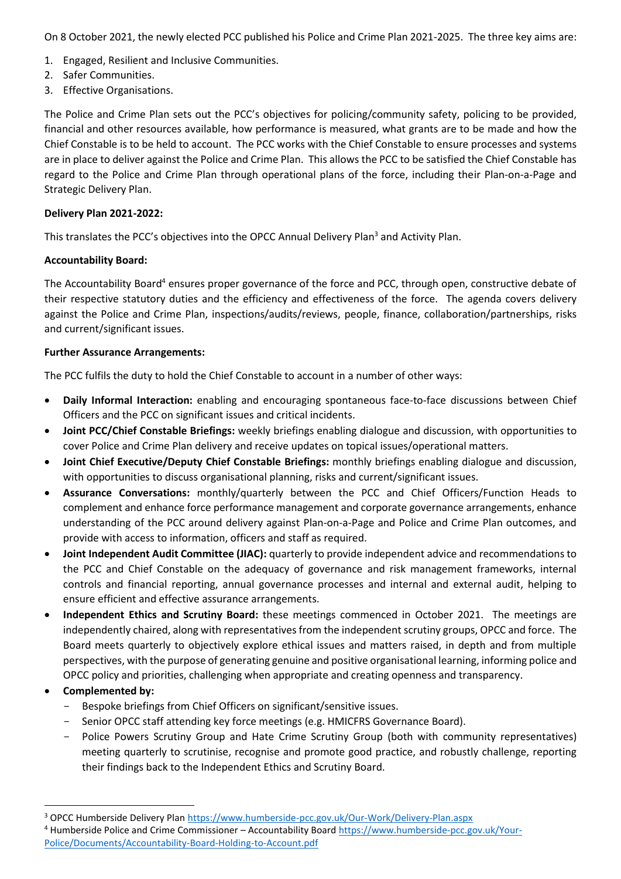On 8 October 2021, the newly elected PCC published his Police and Crime Plan 2021-2025. The three key aims are:

1. Engaged, Resilient and Inclusive Communities.
2. Safer Communities.
3. Effective Organisations.

The Police and Crime Plan sets out the PCC's objectives for policing/community safety, policing to be provided, financial and other resources available, how performance is measured, what grants are to be made and how the Chief Constable is to be held to account. The PCC works with the Chief Constable to ensure processes and systems are in place to deliver against the Police and Crime Plan. This allows the PCC to be satisfied the Chief Constable has regard to the Police and Crime Plan through operational plans of the force, including their Plan-on-a-Page and Strategic Delivery Plan.

**Delivery Plan 2021-2022:**

This translates the PCC's objectives into the OPCC Annual Delivery Plan[3] and Activity Plan.

**Accountability Board:**

The Accountability Board[4] ensures proper governance of the force and PCC, through open, constructive debate of their respective statutory duties and the efficiency and effectiveness of the force. The agenda covers delivery against the Police and Crime Plan, inspections/audits/reviews, people, finance, collaboration/partnerships, risks and current/significant issues.

**Further Assurance Arrangements:**

The PCC fulfils the duty to hold the Chief Constable to account in a number of other ways:

- **Daily Informal Interaction:** enabling and encouraging spontaneous face-to-face discussions between Chief Officers and the PCC on significant issues and critical incidents.
- **Joint PCC/Chief Constable Briefings:** weekly briefings enabling dialogue and discussion, with opportunities to cover Police and Crime Plan delivery and receive updates on topical issues/operational matters.
- **Joint Chief Executive/Deputy Chief Constable Briefings:** monthly briefings enabling dialogue and discussion, with opportunities to discuss organisational planning, risks and current/significant issues.
- **Assurance Conversations:** monthly/quarterly between the PCC and Chief Officers/Function Heads to complement and enhance force performance management and corporate governance arrangements, enhance understanding of the PCC around delivery against Plan-on-a-Page and Police and Crime Plan outcomes, and provide with access to information, officers and staff as required.
- **Joint Independent Audit Committee (JIAC):** quarterly to provide independent advice and recommendations to the PCC and Chief Constable on the adequacy of governance and risk management frameworks, internal controls and financial reporting, annual governance processes and internal and external audit, helping to ensure efficient and effective assurance arrangements.
- **Independent Ethics and Scrutiny Board:** these meetings commenced in October 2021. The meetings are independently chaired, along with representatives from the independent scrutiny groups, OPCC and force. The Board meets quarterly to objectively explore ethical issues and matters raised, in depth and from multiple perspectives, with the purpose of generating genuine and positive organisational learning, informing police and OPCC policy and priorities, challenging when appropriate and creating openness and transparency.
- **Complemented by:**
  - Bespoke briefings from Chief Officers on significant/sensitive issues.
  - Senior OPCC staff attending key force meetings (e.g. HMICFRS Governance Board).
  - Police Powers Scrutiny Group and Hate Crime Scrutiny Group (both with community representatives) meeting quarterly to scrutinise, recognise and promote good practice, and robustly challenge, reporting their findings back to the Independent Ethics and Scrutiny Board.

---

[3] OPCC Humberside Delivery Plan https://www.humberside-pcc.gov.uk/Our-Work/Delivery-Plan.aspx

[4] Humberside Police and Crime Commissioner – Accountability Board https://www.humberside-pcc.gov.uk/Your-Police/Documents/Accountability-Board-Holding-to-Account.pdf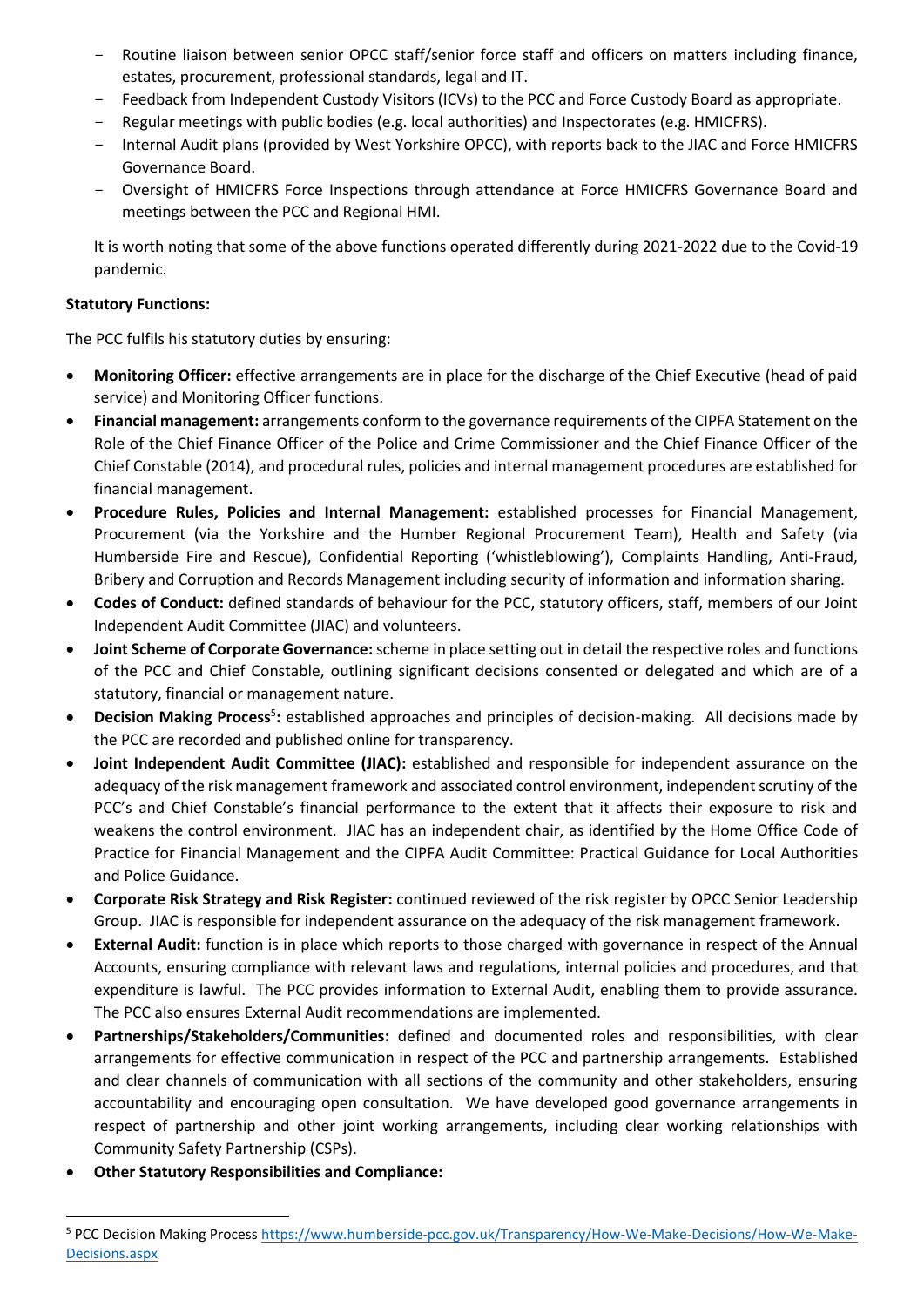- Routine liaison between senior OPCC staff/senior force staff and officers on matters including finance, estates, procurement, professional standards, legal and IT.
- Feedback from Independent Custody Visitors (ICVs) to the PCC and Force Custody Board as appropriate.
- Regular meetings with public bodies (e.g. local authorities) and Inspectorates (e.g. HMICFRS).
- Internal Audit plans (provided by West Yorkshire OPCC), with reports back to the JIAC and Force HMICFRS Governance Board.
- Oversight of HMICFRS Force Inspections through attendance at Force HMICFRS Governance Board and meetings between the PCC and Regional HMI.

It is worth noting that some of the above functions operated differently during 2021-2022 due to the Covid-19 pandemic.

**Statutory Functions:**

The PCC fulfils his statutory duties by ensuring:

- **Monitoring Officer:** effective arrangements are in place for the discharge of the Chief Executive (head of paid service) and Monitoring Officer functions.
- **Financial management:** arrangements conform to the governance requirements of the CIPFA Statement on the Role of the Chief Finance Officer of the Police and Crime Commissioner and the Chief Finance Officer of the Chief Constable (2014), and procedural rules, policies and internal management procedures are established for financial management.
- **Procedure Rules, Policies and Internal Management:** established processes for Financial Management, Procurement (via the Yorkshire and the Humber Regional Procurement Team), Health and Safety (via Humberside Fire and Rescue), Confidential Reporting ('whistleblowing'), Complaints Handling, Anti-Fraud, Bribery and Corruption and Records Management including security of information and information sharing.
- **Codes of Conduct:** defined standards of behaviour for the PCC, statutory officers, staff, members of our Joint Independent Audit Committee (JIAC) and volunteers.
- **Joint Scheme of Corporate Governance:** scheme in place setting out in detail the respective roles and functions of the PCC and Chief Constable, outlining significant decisions consented or delegated and which are of a statutory, financial or management nature.
- **Decision Making Process[5]:** established approaches and principles of decision-making. All decisions made by the PCC are recorded and published online for transparency.
- **Joint Independent Audit Committee (JIAC):** established and responsible for independent assurance on the adequacy of the risk management framework and associated control environment, independent scrutiny of the PCC's and Chief Constable's financial performance to the extent that it affects their exposure to risk and weakens the control environment. JIAC has an independent chair, as identified by the Home Office Code of Practice for Financial Management and the CIPFA Audit Committee: Practical Guidance for Local Authorities and Police Guidance.
- **Corporate Risk Strategy and Risk Register:** continued reviewed of the risk register by OPCC Senior Leadership Group. JIAC is responsible for independent assurance on the adequacy of the risk management framework.
- **External Audit:** function is in place which reports to those charged with governance in respect of the Annual Accounts, ensuring compliance with relevant laws and regulations, internal policies and procedures, and that expenditure is lawful. The PCC provides information to External Audit, enabling them to provide assurance. The PCC also ensures External Audit recommendations are implemented.
- **Partnerships/Stakeholders/Communities:** defined and documented roles and responsibilities, with clear arrangements for effective communication in respect of the PCC and partnership arrangements. Established and clear channels of communication with all sections of the community and other stakeholders, ensuring accountability and encouraging open consultation. We have developed good governance arrangements in respect of partnership and other joint working arrangements, including clear working relationships with Community Safety Partnership (CSPs).
- **Other Statutory Responsibilities and Compliance:**

[5] PCC Decision Making Process https://www.humberside-pcc.gov.uk/Transparency/How-We-Make-Decisions/How-We-Make-Decisions.aspx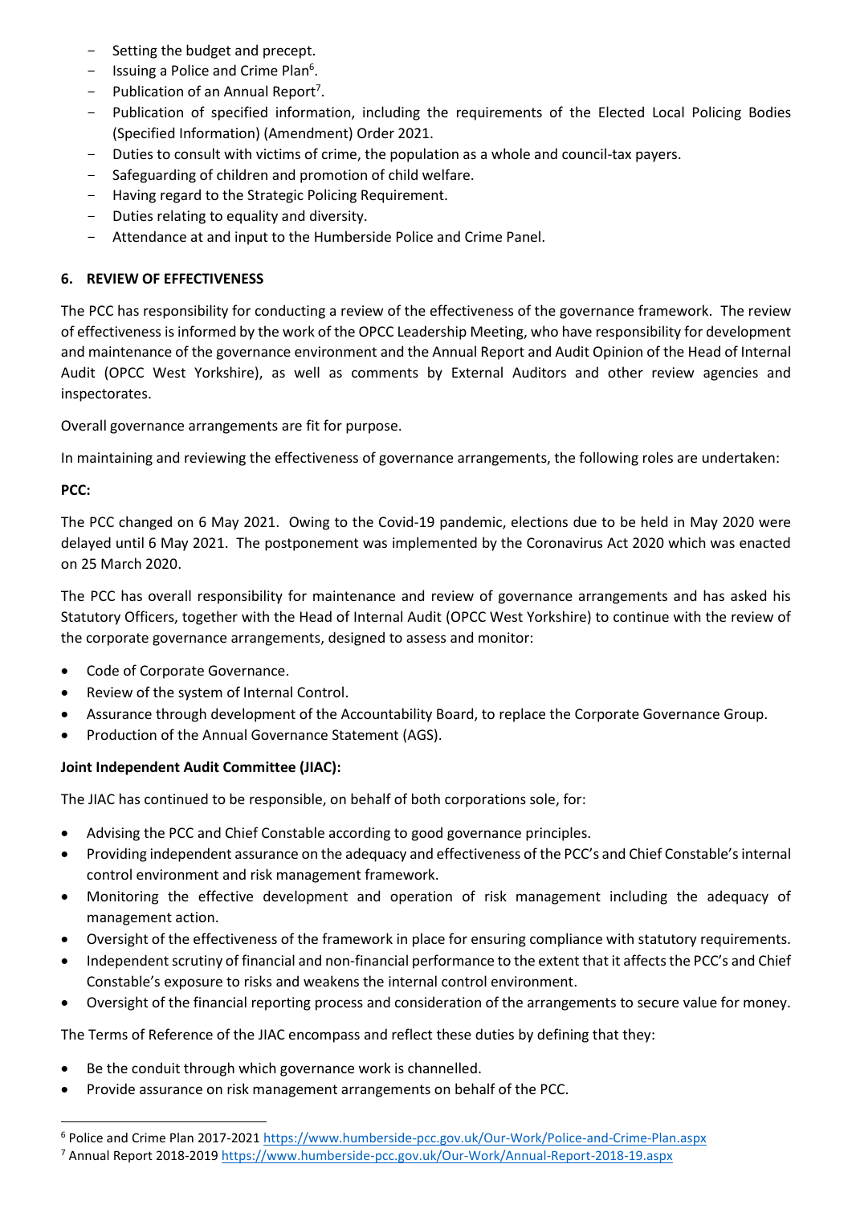- Setting the budget and precept.
- Issuing a Police and Crime Plan[6].
- Publication of an Annual Report[7].
- Publication of specified information, including the requirements of the Elected Local Policing Bodies (Specified Information) (Amendment) Order 2021.
- Duties to consult with victims of crime, the population as a whole and council-tax payers.
- Safeguarding of children and promotion of child welfare.
- Having regard to the Strategic Policing Requirement.
- Duties relating to equality and diversity.
- Attendance at and input to the Humberside Police and Crime Panel.

## 6. REVIEW OF EFFECTIVENESS

The PCC has responsibility for conducting a review of the effectiveness of the governance framework. The review of effectiveness is informed by the work of the OPCC Leadership Meeting, who have responsibility for development and maintenance of the governance environment and the Annual Report and Audit Opinion of the Head of Internal Audit (OPCC West Yorkshire), as well as comments by External Auditors and other review agencies and inspectorates.

Overall governance arrangements are fit for purpose.

In maintaining and reviewing the effectiveness of governance arrangements, the following roles are undertaken:

**PCC:**

The PCC changed on 6 May 2021. Owing to the Covid-19 pandemic, elections due to be held in May 2020 were delayed until 6 May 2021. The postponement was implemented by the Coronavirus Act 2020 which was enacted on 25 March 2020.

The PCC has overall responsibility for maintenance and review of governance arrangements and has asked his Statutory Officers, together with the Head of Internal Audit (OPCC West Yorkshire) to continue with the review of the corporate governance arrangements, designed to assess and monitor:

- Code of Corporate Governance.
- Review of the system of Internal Control.
- Assurance through development of the Accountability Board, to replace the Corporate Governance Group.
- Production of the Annual Governance Statement (AGS).

**Joint Independent Audit Committee (JIAC):**

The JIAC has continued to be responsible, on behalf of both corporations sole, for:

- Advising the PCC and Chief Constable according to good governance principles.
- Providing independent assurance on the adequacy and effectiveness of the PCC's and Chief Constable's internal control environment and risk management framework.
- Monitoring the effective development and operation of risk management including the adequacy of management action.
- Oversight of the effectiveness of the framework in place for ensuring compliance with statutory requirements.
- Independent scrutiny of financial and non-financial performance to the extent that it affects the PCC's and Chief Constable's exposure to risks and weakens the internal control environment.
- Oversight of the financial reporting process and consideration of the arrangements to secure value for money.

The Terms of Reference of the JIAC encompass and reflect these duties by defining that they:

- Be the conduit through which governance work is channelled.
- Provide assurance on risk management arrangements on behalf of the PCC.

---

[6] Police and Crime Plan 2017-2021 https://www.humberside-pcc.gov.uk/Our-Work/Police-and-Crime-Plan.aspx

[7] Annual Report 2018-2019 https://www.humberside-pcc.gov.uk/Our-Work/Annual-Report-2018-19.aspx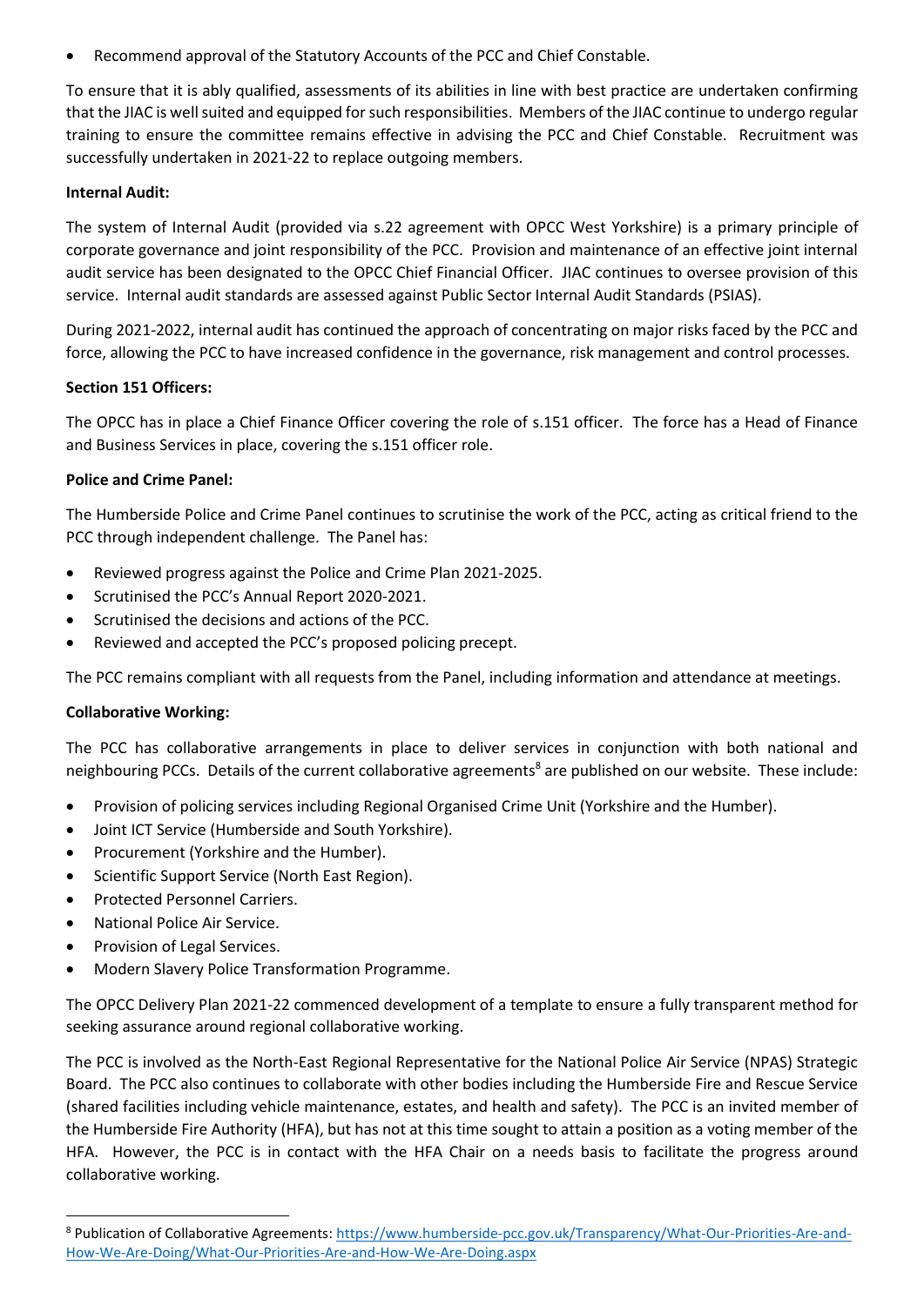- Recommend approval of the Statutory Accounts of the PCC and Chief Constable.

To ensure that it is ably qualified, assessments of its abilities in line with best practice are undertaken confirming that the JIAC is well suited and equipped for such responsibilities. Members of the JIAC continue to undergo regular training to ensure the committee remains effective in advising the PCC and Chief Constable. Recruitment was successfully undertaken in 2021-22 to replace outgoing members.

**Internal Audit:**

The system of Internal Audit (provided via s.22 agreement with OPCC West Yorkshire) is a primary principle of corporate governance and joint responsibility of the PCC. Provision and maintenance of an effective joint internal audit service has been designated to the OPCC Chief Financial Officer. JIAC continues to oversee provision of this service. Internal audit standards are assessed against Public Sector Internal Audit Standards (PSIAS).

During 2021-2022, internal audit has continued the approach of concentrating on major risks faced by the PCC and force, allowing the PCC to have increased confidence in the governance, risk management and control processes.

**Section 151 Officers:**

The OPCC has in place a Chief Finance Officer covering the role of s.151 officer. The force has a Head of Finance and Business Services in place, covering the s.151 officer role.

**Police and Crime Panel:**

The Humberside Police and Crime Panel continues to scrutinise the work of the PCC, acting as critical friend to the PCC through independent challenge. The Panel has:

- Reviewed progress against the Police and Crime Plan 2021-2025.
- Scrutinised the PCC's Annual Report 2020-2021.
- Scrutinised the decisions and actions of the PCC.
- Reviewed and accepted the PCC's proposed policing precept.

The PCC remains compliant with all requests from the Panel, including information and attendance at meetings.

**Collaborative Working:**

The PCC has collaborative arrangements in place to deliver services in conjunction with both national and neighbouring PCCs. Details of the current collaborative agreements[8] are published on our website. These include:

- Provision of policing services including Regional Organised Crime Unit (Yorkshire and the Humber).
- Joint ICT Service (Humberside and South Yorkshire).
- Procurement (Yorkshire and the Humber).
- Scientific Support Service (North East Region).
- Protected Personnel Carriers.
- National Police Air Service.
- Provision of Legal Services.
- Modern Slavery Police Transformation Programme.

The OPCC Delivery Plan 2021-22 commenced development of a template to ensure a fully transparent method for seeking assurance around regional collaborative working.

The PCC is involved as the North-East Regional Representative for the National Police Air Service (NPAS) Strategic Board. The PCC also continues to collaborate with other bodies including the Humberside Fire and Rescue Service (shared facilities including vehicle maintenance, estates, and health and safety). The PCC is an invited member of the Humberside Fire Authority (HFA), but has not at this time sought to attain a position as a voting member of the HFA. However, the PCC is in contact with the HFA Chair on a needs basis to facilitate the progress around collaborative working.

[8] Publication of Collaborative Agreements: https://www.humberside-pcc.gov.uk/Transparency/What-Our-Priorities-Are-and-How-We-Are-Doing/What-Our-Priorities-Are-and-How-We-Are-Doing.aspx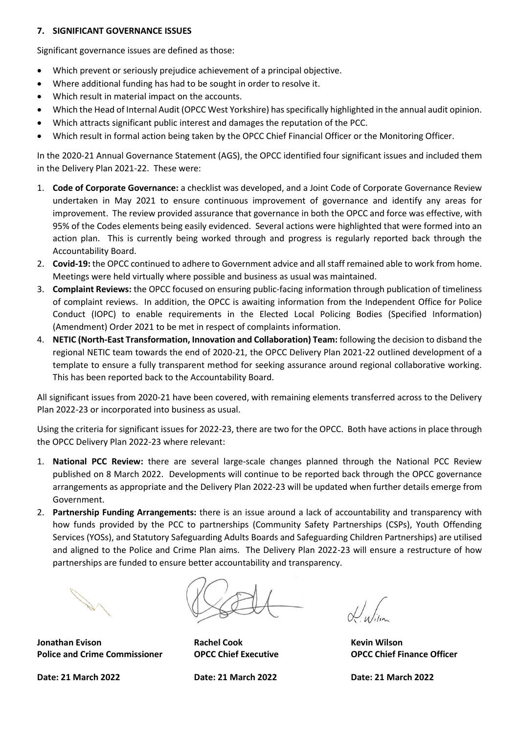## 7. SIGNIFICANT GOVERNANCE ISSUES

Significant governance issues are defined as those:

- Which prevent or seriously prejudice achievement of a principal objective.
- Where additional funding has had to be sought in order to resolve it.
- Which result in material impact on the accounts.
- Which the Head of Internal Audit (OPCC West Yorkshire) has specifically highlighted in the annual audit opinion.
- Which attracts significant public interest and damages the reputation of the PCC.
- Which result in formal action being taken by the OPCC Chief Financial Officer or the Monitoring Officer.

In the 2020-21 Annual Governance Statement (AGS), the OPCC identified four significant issues and included them in the Delivery Plan 2021-22. These were:

1. **Code of Corporate Governance:** a checklist was developed, and a Joint Code of Corporate Governance Review undertaken in May 2021 to ensure continuous improvement of governance and identify any areas for improvement. The review provided assurance that governance in both the OPCC and force was effective, with 95% of the Codes elements being easily evidenced. Several actions were highlighted that were formed into an action plan. This is currently being worked through and progress is regularly reported back through the Accountability Board.
2. **Covid-19:** the OPCC continued to adhere to Government advice and all staff remained able to work from home. Meetings were held virtually where possible and business as usual was maintained.
3. **Complaint Reviews:** the OPCC focused on ensuring public-facing information through publication of timeliness of complaint reviews. In addition, the OPCC is awaiting information from the Independent Office for Police Conduct (IOPC) to enable requirements in the Elected Local Policing Bodies (Specified Information) (Amendment) Order 2021 to be met in respect of complaints information.
4. **NETIC (North-East Transformation, Innovation and Collaboration) Team:** following the decision to disband the regional NETIC team towards the end of 2020-21, the OPCC Delivery Plan 2021-22 outlined development of a template to ensure a fully transparent method for seeking assurance around regional collaborative working. This has been reported back to the Accountability Board.

All significant issues from 2020-21 have been covered, with remaining elements transferred across to the Delivery Plan 2022-23 or incorporated into business as usual.

Using the criteria for significant issues for 2022-23, there are two for the OPCC. Both have actions in place through the OPCC Delivery Plan 2022-23 where relevant:

1. **National PCC Review:** there are several large-scale changes planned through the National PCC Review published on 8 March 2022. Developments will continue to be reported back through the OPCC governance arrangements as appropriate and the Delivery Plan 2022-23 will be updated when further details emerge from Government.
2. **Partnership Funding Arrangements:** there is an issue around a lack of accountability and transparency with how funds provided by the PCC to partnerships (Community Safety Partnerships (CSPs), Youth Offending Services (YOSs), and Statutory Safeguarding Adults Boards and Safeguarding Children Partnerships) are utilised and aligned to the Police and Crime Plan aims. The Delivery Plan 2022-23 will ensure a restructure of how partnerships are funded to ensure better accountability and transparency.

| | | |
|---|---|---|
| **Jonathan Evison** | **Rachel Cook** | **Kevin Wilson** |
| **Police and Crime Commissioner** | **OPCC Chief Executive** | **OPCC Chief Finance Officer** |
| **Date: 21 March 2022** | **Date: 21 March 2022** | **Date: 21 March 2022** |